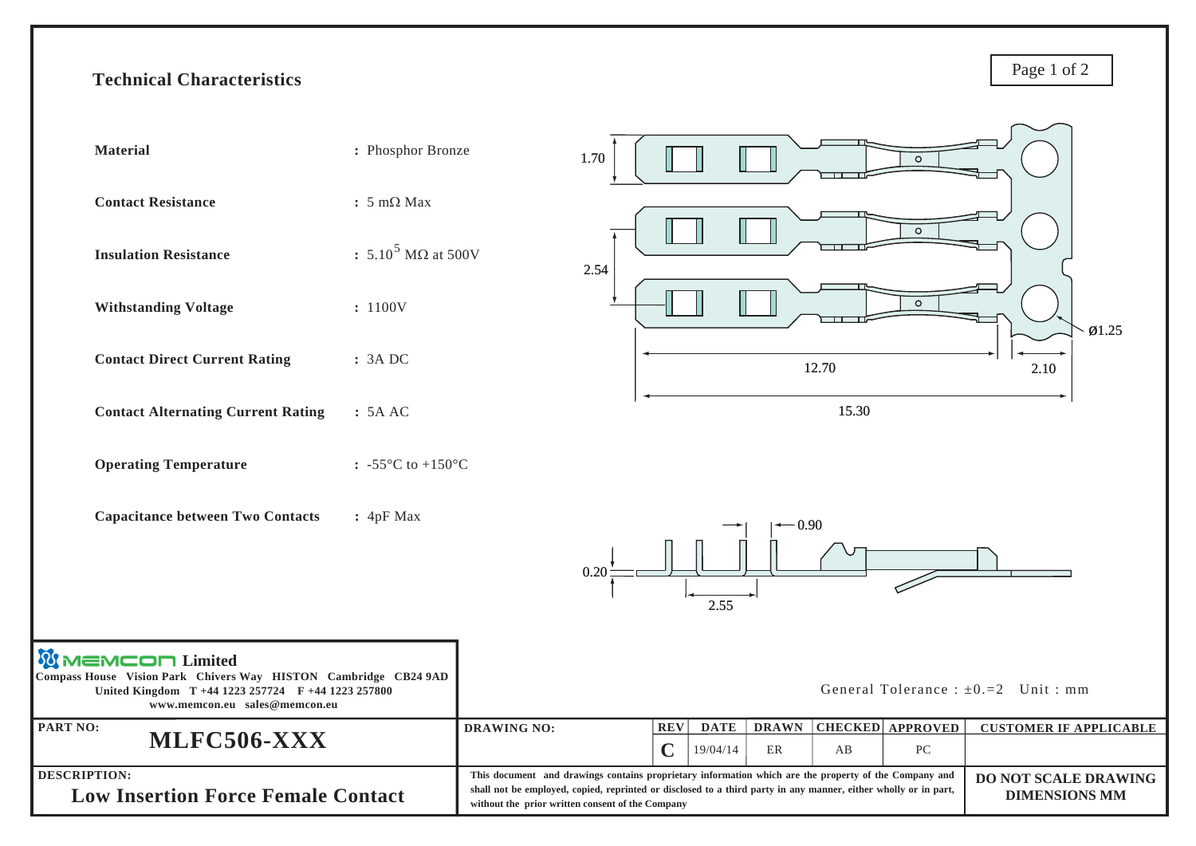## Technical Characteristics

| Characteristic | Value |
|---|---|
| **Material** | : Phosphor Bronze |
| **Contact Resistance** | : 5 mΩ Max |
| **Insulation Resistance** | : $5.10^5$ MΩ at 500V |
| **Withstanding Voltage** | : 1100V |
| **Contact Direct Current Rating** | : 3A DC |
| **Contact Alternating Current Rating** | : 5A AC |
| **Operating Temperature** | : -55°C to +150°C |
| **Capacitance between Two Contacts** | : 4pF Max |

1.70

2.54

Ø1.25

12.70

2.10

15.30

0.90

0.20

2.55

General Tolerance : ±0.=2 Unit : mm

**MEMCON Limited**
Compass House Vision Park Chivers Way HISTON Cambridge CB24 9AD
United Kingdom T +44 1223 257724 F +44 1223 257800
www.memcon.eu sales@memcon.eu

| PART NO: | DRAWING NO: | REV | DATE | DRAWN | CHECKED | APPROVED | CUSTOMER IF APPLICABLE |
|---|---|---|---|---|---|---|---|
| **MLFC506-XXX** | | C | 19/04/14 | ER | AB | PC | |

**DESCRIPTION:**
**Low Insertion Force Female Contact**

This document and drawings contains proprietary information which are the property of the Company and shall not be employed, copied, reprinted or disclosed to a third party in any manner, either wholly or in part, without the prior written consent of the Company

**DO NOT SCALE DRAWING**
**DIMENSIONS MM**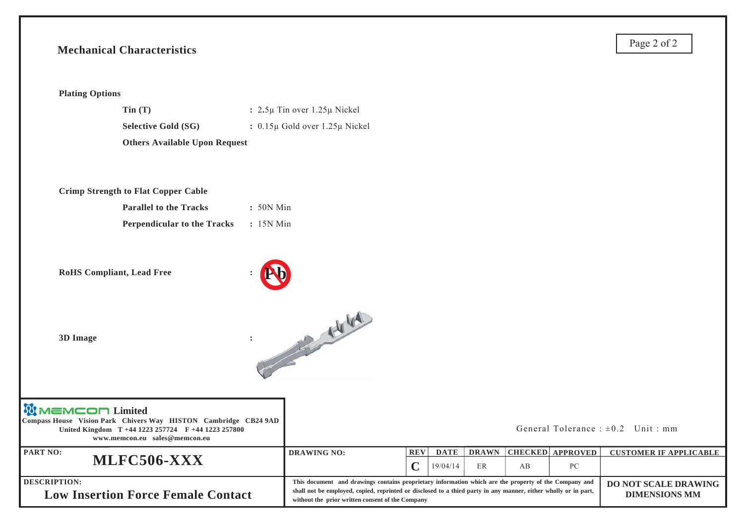## Mechanical Characteristics

**Plating Options**

| | |
|---|---|
| **Tin (T)** | : 2.5μ Tin over 1.25μ Nickel |
| **Selective Gold (SG)** | : 0.15μ Gold over 1.25μ Nickel |
| **Others Available Upon Request** | |

**Crimp Strength to Flat Copper Cable**

| | |
|---|---|
| **Parallel to the Tracks** | : 50N Min |
| **Perpendicular to the Tracks** | : 15N Min |

**RoHS Compliant, Lead Free** : Pb

**3D Image** :

**MEMCON Limited**
Compass House Vision Park Chivers Way HISTON Cambridge CB24 9AD
United Kingdom T +44 1223 257724 F +44 1223 257800
www.memcon.eu sales@memcon.eu

General Tolerance : ±0.2 Unit : mm

| PART NO: | DRAWING NO: | REV | DATE | DRAWN | CHECKED | APPROVED | CUSTOMER IF APPLICABLE |
|---|---|---|---|---|---|---|---|
| **MLFC506-XXX** | | C | 19/04/14 | ER | AB | PC | |

**DESCRIPTION:**
**Low Insertion Force Female Contact**

This document and drawings contains proprietary information which are the property of the Company and shall not be employed, copied, reprinted or disclosed to a third party in any manner, either wholly or in part, without the prior written consent of the Company

**DO NOT SCALE DRAWING DIMENSIONS MM**